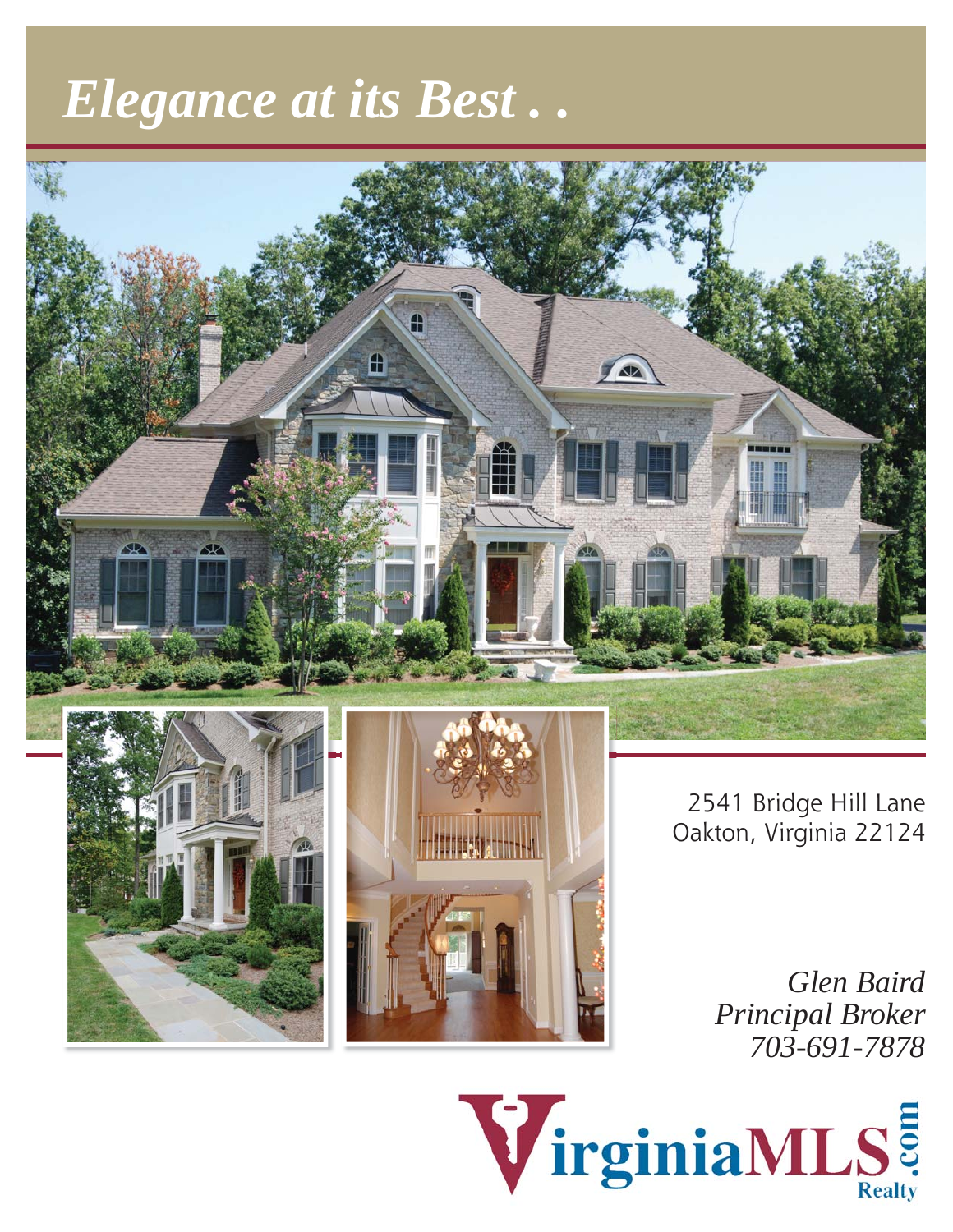# *Elegance at its Best . .*

2541 Bridge Hill Lane
Oakton, Virginia 22124

*Glen Baird*
*Principal Broker*
*703-691-7878*

VirginiaMLS.com Realty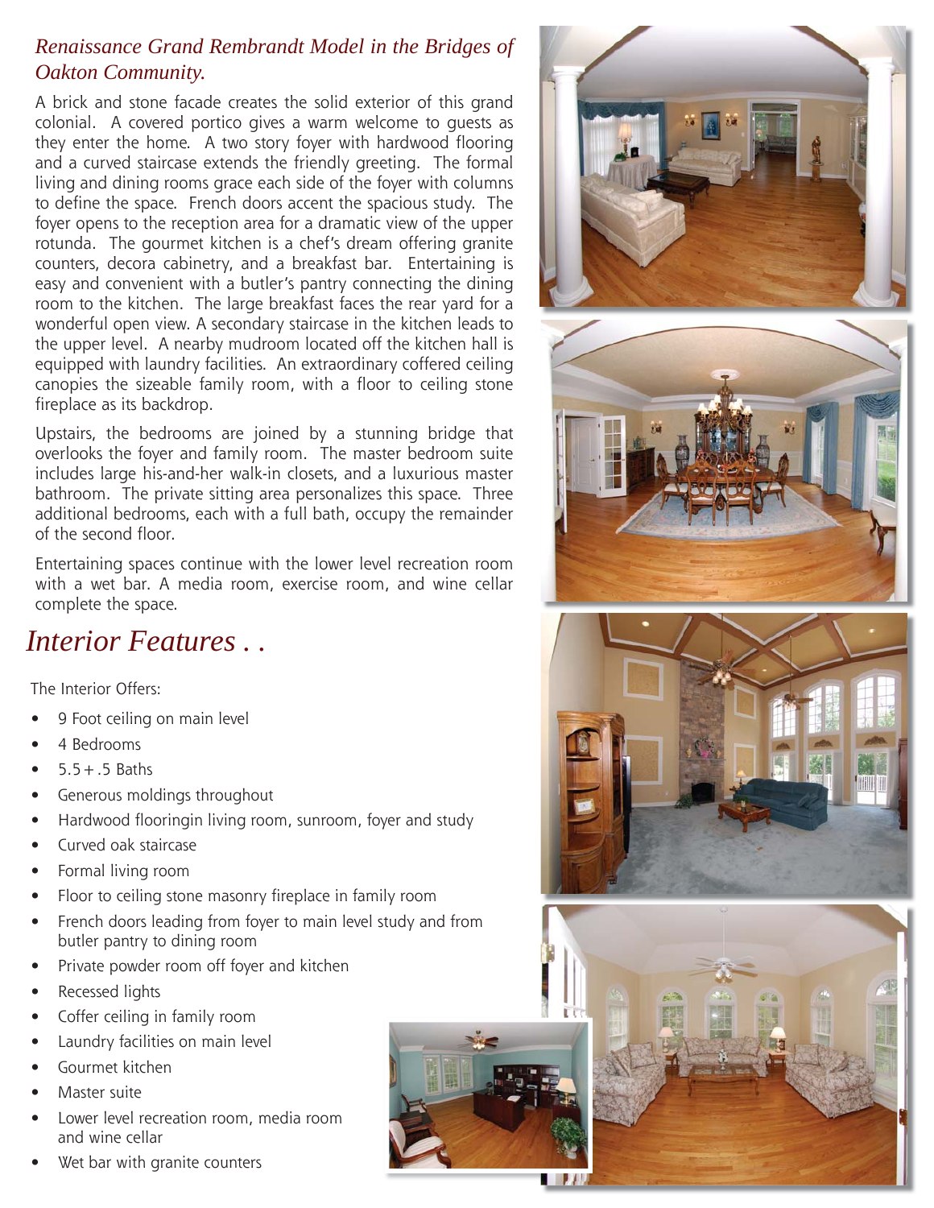*Renaissance Grand Rembrandt Model in the Bridges of Oakton Community.*

A brick and stone facade creates the solid exterior of this grand colonial. A covered portico gives a warm welcome to guests as they enter the home. A two story foyer with hardwood flooring and a curved staircase extends the friendly greeting. The formal living and dining rooms grace each side of the foyer with columns to define the space. French doors accent the spacious study. The foyer opens to the reception area for a dramatic view of the upper rotunda. The gourmet kitchen is a chef's dream offering granite counters, decora cabinetry, and a breakfast bar. Entertaining is easy and convenient with a butler's pantry connecting the dining room to the kitchen. The large breakfast faces the rear yard for a wonderful open view. A secondary staircase in the kitchen leads to the upper level. A nearby mudroom located off the kitchen hall is equipped with laundry facilities. An extraordinary coffered ceiling canopies the sizeable family room, with a floor to ceiling stone fireplace as its backdrop.

Upstairs, the bedrooms are joined by a stunning bridge that overlooks the foyer and family room. The master bedroom suite includes large his-and-her walk-in closets, and a luxurious master bathroom. The private sitting area personalizes this space. Three additional bedrooms, each with a full bath, occupy the remainder of the second floor.

Entertaining spaces continue with the lower level recreation room with a wet bar. A media room, exercise room, and wine cellar complete the space.

# *Interior Features . .*

The Interior Offers:

- 9 Foot ceiling on main level
- 4 Bedrooms
- 5.5 + .5 Baths
- Generous moldings throughout
- Hardwood flooringin living room, sunroom, foyer and study
- Curved oak staircase
- Formal living room
- Floor to ceiling stone masonry fireplace in family room
- French doors leading from foyer to main level study and from butler pantry to dining room
- Private powder room off foyer and kitchen
- Recessed lights
- Coffer ceiling in family room
- Laundry facilities on main level
- Gourmet kitchen
- Master suite
- Lower level recreation room, media room and wine cellar
- Wet bar with granite counters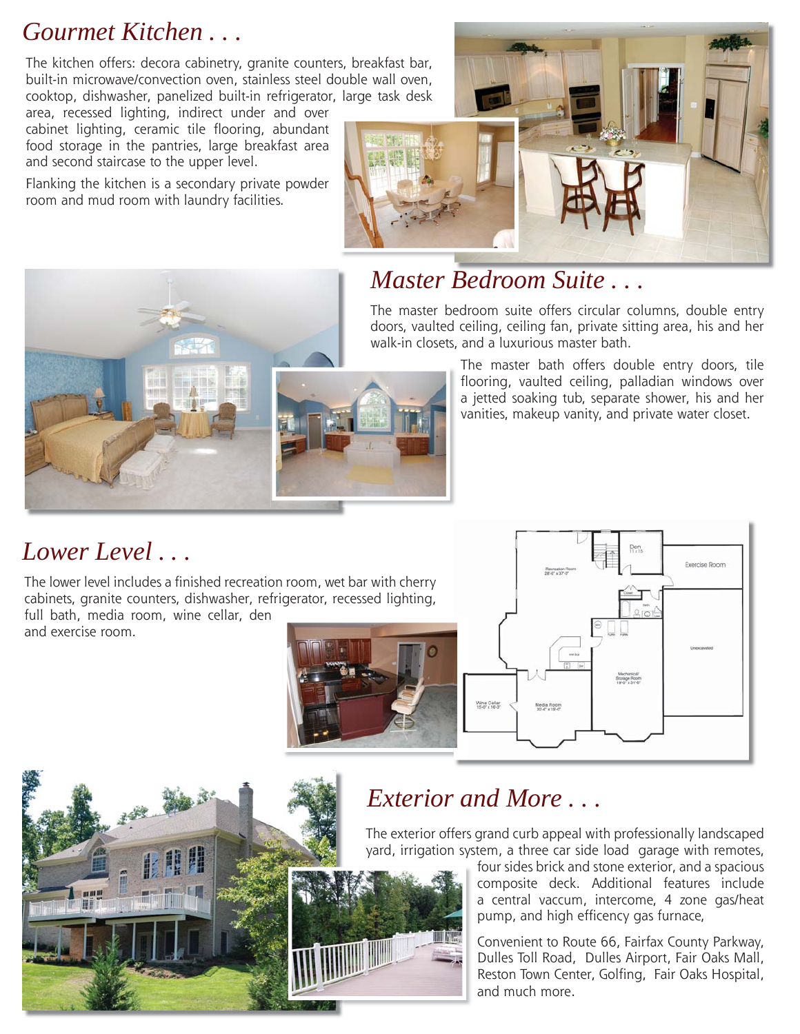# *Gourmet Kitchen . . .*

The kitchen offers: decora cabinetry, granite counters, breakfast bar, built-in microwave/convection oven, stainless steel double wall oven, cooktop, dishwasher, panelized built-in refrigerator, large task desk area, recessed lighting, indirect under and over cabinet lighting, ceramic tile flooring, abundant food storage in the pantries, large breakfast area and second staircase to the upper level.

Flanking the kitchen is a secondary private powder room and mud room with laundry facilities.

# *Master Bedroom Suite . . .*

The master bedroom suite offers circular columns, double entry doors, vaulted ceiling, ceiling fan, private sitting area, his and her walk-in closets, and a luxurious master bath.

The master bath offers double entry doors, tile flooring, vaulted ceiling, palladian windows over a jetted soaking tub, separate shower, his and her vanities, makeup vanity, and private water closet.

# *Lower Level . . .*

The lower level includes a finished recreation room, wet bar with cherry cabinets, granite counters, dishwasher, refrigerator, recessed lighting, full bath, media room, wine cellar, den and exercise room.

# *Exterior and More . . .*

The exterior offers grand curb appeal with professionally landscaped yard, irrigation system, a three car side load garage with remotes, four sides brick and stone exterior, and a spacious composite deck. Additional features include a central vaccum, intercome, 4 zone gas/heat pump, and high effecency gas furnace,

Convenient to Route 66, Fairfax County Parkway, Dulles Toll Road, Dulles Airport, Fair Oaks Mall, Reston Town Center, Golfing, Fair Oaks Hospital, and much more.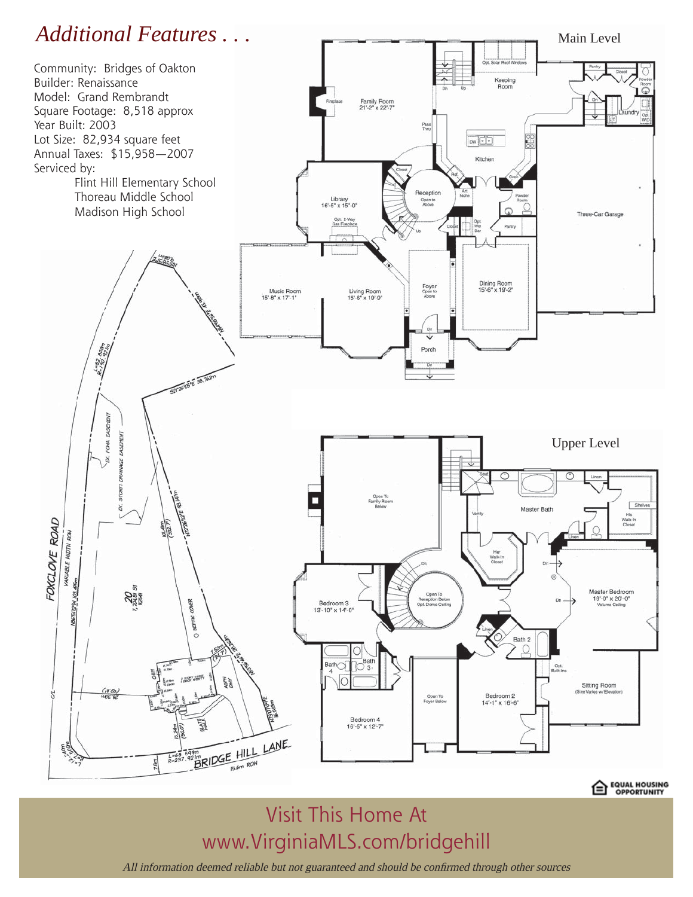# Additional Features . . .

Community: Bridges of Oakton
Builder: Renaissance
Model: Grand Rembrandt
Square Footage: 8,518 approx
Year Built: 2003
Lot Size: 82,934 square feet
Annual Taxes: $15,958—2007
Serviced by:

- Flint Hill Elementary School
- Thoreau Middle School
- Madison High School

Main Level

Family Room
21'-2" x 22'-7"

Keeping Room

Kitchen

Library
16'-5" x 15'-0"

Reception
Open to Above

Three-Car Garage

Music Room
15'-8" x 17'-1"

Living Room
15'-5" x 19'-9"

Foyer
Open to Above

Dining Room
15'-6" x 19'-2"

Porch

Upper Level

Open To Family Room Below

Master Bath

His Walk-In Closet

Her Walk-In Closet

Master Bedroom
19'-0" x 20'-0"
Volume Ceiling

Open To Reception Below
Opt. Dome Ceiling

Bedroom 3
13'-10" x 14'-0"

Bath 2

Sitting Room
(Size Varies w/ Elevation)

Bath 4

Bath 3

Open To Foyer Below

Bedroom 2
14'-1" x 16'-6"

Bedroom 4
16'-5" x 12'-7"

FOXCLOVE ROAD

BRIDGE HILL LANE

EQUAL HOUSING OPPORTUNITY

Visit This Home At
www.VirginiaMLS.com/bridgehill

*All information deemed reliable but not guaranteed and should be confirmed through other sources*